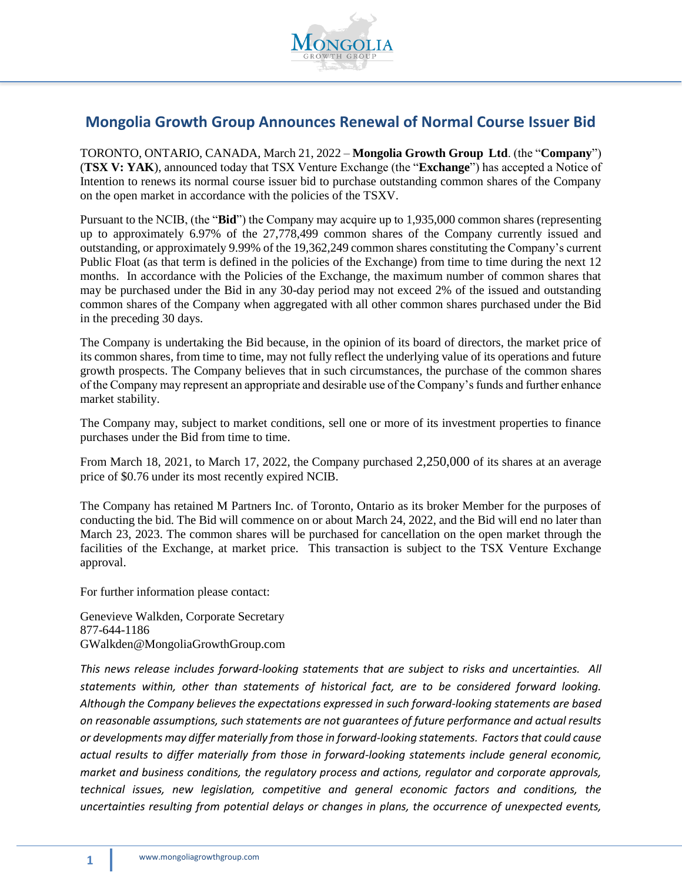# Mongolia Growth Group Announces Renewal of Normal Course Issuer Bid

TORONTO, ONTARIO, CANADA, March 21, 2022 – **Mongolia Growth Group Ltd**. (the "**Company**") (**TSX V: YAK**), announced today that TSX Venture Exchange (the "**Exchange**") has accepted a Notice of Intention to renews its normal course issuer bid to purchase outstanding common shares of the Company on the open market in accordance with the policies of the TSXV.

Pursuant to the NCIB, (the "**Bid**") the Company may acquire up to 1,935,000 common shares (representing up to approximately 6.97% of the 27,778,499 common shares of the Company currently issued and outstanding, or approximately 9.99% of the 19,362,249 common shares constituting the Company's current Public Float (as that term is defined in the policies of the Exchange) from time to time during the next 12 months. In accordance with the Policies of the Exchange, the maximum number of common shares that may be purchased under the Bid in any 30-day period may not exceed 2% of the issued and outstanding common shares of the Company when aggregated with all other common shares purchased under the Bid in the preceding 30 days.

The Company is undertaking the Bid because, in the opinion of its board of directors, the market price of its common shares, from time to time, may not fully reflect the underlying value of its operations and future growth prospects. The Company believes that in such circumstances, the purchase of the common shares of the Company may represent an appropriate and desirable use of the Company's funds and further enhance market stability.

The Company may, subject to market conditions, sell one or more of its investment properties to finance purchases under the Bid from time to time.

From March 18, 2021, to March 17, 2022, the Company purchased 2,250,000 of its shares at an average price of $0.76 under its most recently expired NCIB.

The Company has retained M Partners Inc. of Toronto, Ontario as its broker Member for the purposes of conducting the bid. The Bid will commence on or about March 24, 2022, and the Bid will end no later than March 23, 2023. The common shares will be purchased for cancellation on the open market through the facilities of the Exchange, at market price. This transaction is subject to the TSX Venture Exchange approval.

For further information please contact:

Genevieve Walkden, Corporate Secretary
877-644-1186
GWalkden@MongoliaGrowthGroup.com

*This news release includes forward-looking statements that are subject to risks and uncertainties. All statements within, other than statements of historical fact, are to be considered forward looking. Although the Company believes the expectations expressed in such forward-looking statements are based on reasonable assumptions, such statements are not guarantees of future performance and actual results or developments may differ materially from those in forward-looking statements. Factors that could cause actual results to differ materially from those in forward-looking statements include general economic, market and business conditions, the regulatory process and actions, regulator and corporate approvals, technical issues, new legislation, competitive and general economic factors and conditions, the uncertainties resulting from potential delays or changes in plans, the occurrence of unexpected events,*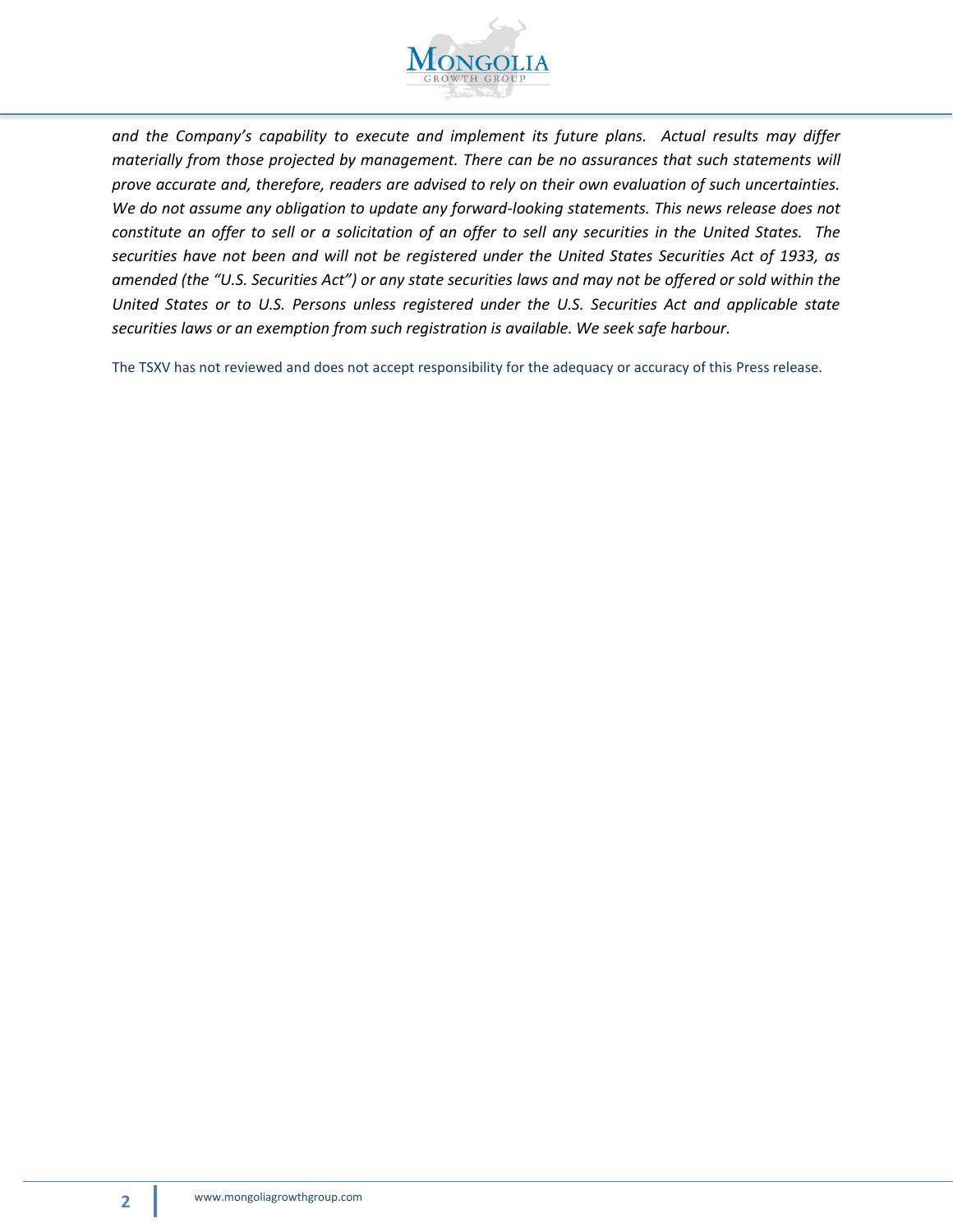*and the Company's capability to execute and implement its future plans. Actual results may differ materially from those projected by management. There can be no assurances that such statements will prove accurate and, therefore, readers are advised to rely on their own evaluation of such uncertainties. We do not assume any obligation to update any forward-looking statements. This news release does not constitute an offer to sell or a solicitation of an offer to sell any securities in the United States. The securities have not been and will not be registered under the United States Securities Act of 1933, as amended (the "U.S. Securities Act") or any state securities laws and may not be offered or sold within the United States or to U.S. Persons unless registered under the U.S. Securities Act and applicable state securities laws or an exemption from such registration is available. We seek safe harbour.*

The TSXV has not reviewed and does not accept responsibility for the adequacy or accuracy of this Press release.